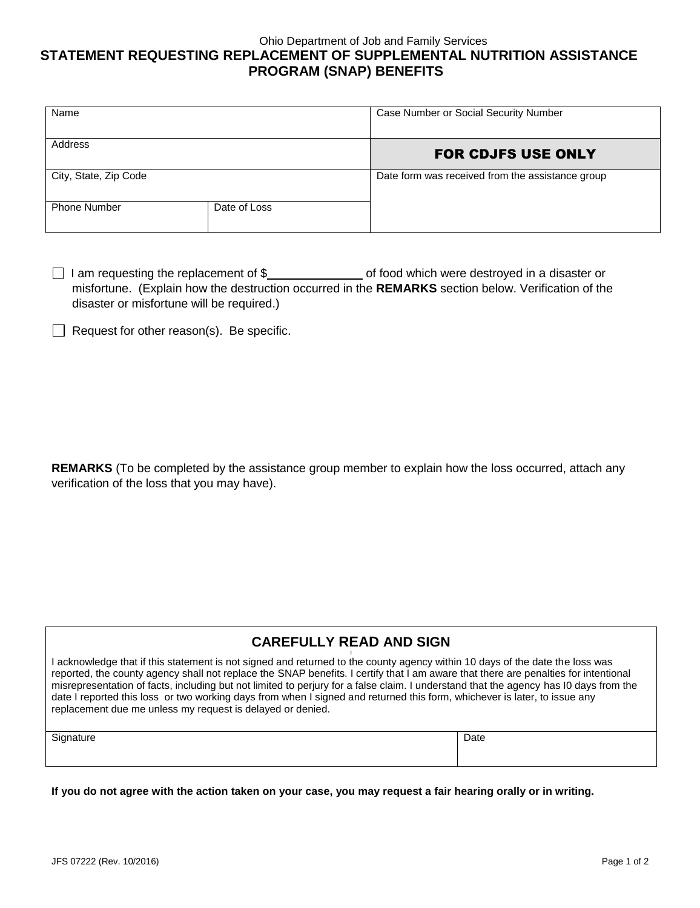Ohio Department of Job and Family Services

# STATEMENT REQUESTING REPLACEMENT OF SUPPLEMENTAL NUTRITION ASSISTANCE PROGRAM (SNAP) BENEFITS

| Name | | Case Number or Social Security Number |
|---|---|---|
| Address | | **FOR CDJFS USE ONLY** |
| City, State, Zip Code | | Date form was received from the assistance group |
| Phone Number | Date of Loss | |

☐ I am requesting the replacement of $\_\_\_\_\_\_\_\_\_\_\_\_\_ of food which were destroyed in a disaster or misfortune. (Explain how the destruction occurred in the **REMARKS** section below. Verification of the disaster or misfortune will be required.)

☐ Request for other reason(s). Be specific.

**REMARKS** (To be completed by the assistance group member to explain how the loss occurred, attach any verification of the loss that you may have).

## CAREFULLY READ AND SIGN

I acknowledge that if this statement is not signed and returned to the county agency within 10 days of the date the loss was reported, the county agency shall not replace the SNAP benefits. I certify that I am aware that there are penalties for intentional misrepresentation of facts, including but not limited to perjury for a false claim. I understand that the agency has I0 days from the date I reported this loss or two working days from when I signed and returned this form, whichever is later, to issue any replacement due me unless my request is delayed or denied.

| Signature | Date |
|---|---|
| | |

**If you do not agree with the action taken on your case, you may request a fair hearing orally or in writing.**

JFS 07222 (Rev. 10/2016)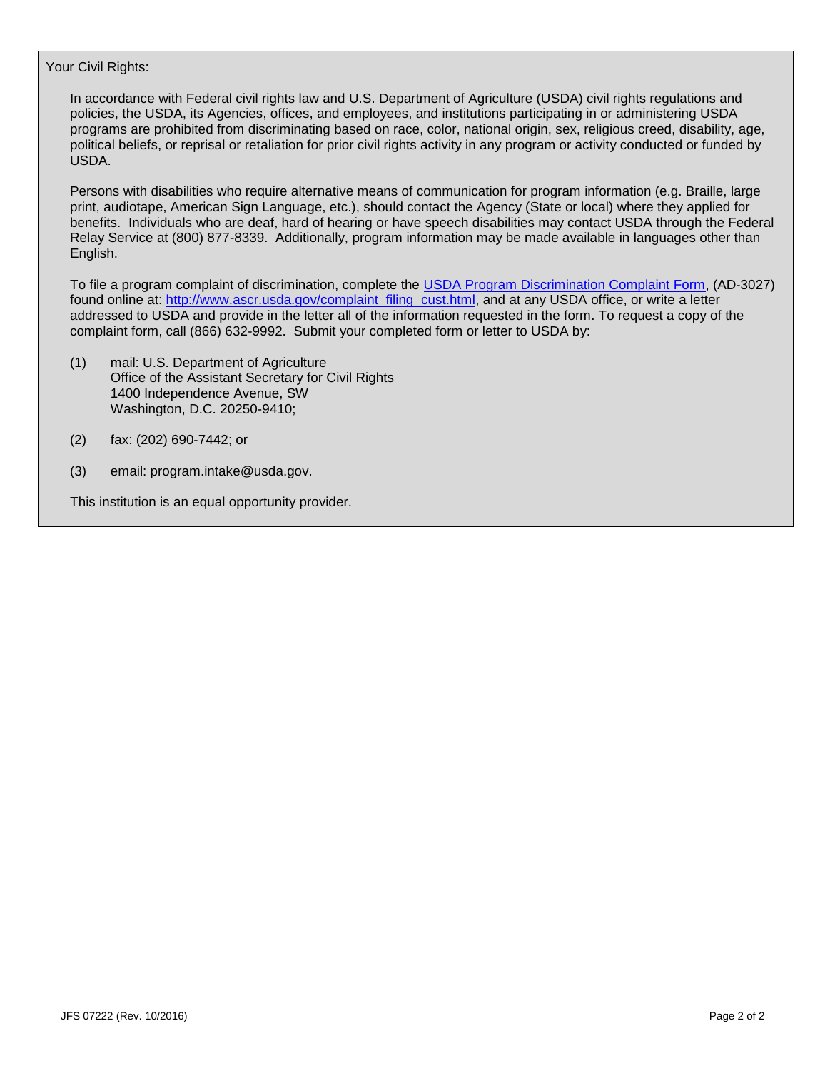Your Civil Rights:

In accordance with Federal civil rights law and U.S. Department of Agriculture (USDA) civil rights regulations and policies, the USDA, its Agencies, offices, and employees, and institutions participating in or administering USDA programs are prohibited from discriminating based on race, color, national origin, sex, religious creed, disability, age, political beliefs, or reprisal or retaliation for prior civil rights activity in any program or activity conducted or funded by USDA.

Persons with disabilities who require alternative means of communication for program information (e.g. Braille, large print, audiotape, American Sign Language, etc.), should contact the Agency (State or local) where they applied for benefits. Individuals who are deaf, hard of hearing or have speech disabilities may contact USDA through the Federal Relay Service at (800) 877-8339. Additionally, program information may be made available in languages other than English.

To file a program complaint of discrimination, complete the [USDA Program Discrimination Complaint Form](http://www.ascr.usda.gov/complaint_filing_cust.html), (AD-3027) found online at: [http://www.ascr.usda.gov/complaint_filing_cust.html](http://www.ascr.usda.gov/complaint_filing_cust.html), and at any USDA office, or write a letter addressed to USDA and provide in the letter all of the information requested in the form. To request a copy of the complaint form, call (866) 632-9992. Submit your completed form or letter to USDA by:

(1) mail: U.S. Department of Agriculture
Office of the Assistant Secretary for Civil Rights
1400 Independence Avenue, SW
Washington, D.C. 20250-9410;

(2) fax: (202) 690-7442; or

(3) email: program.intake@usda.gov.

This institution is an equal opportunity provider.

JFS 07222 (Rev. 10/2016)